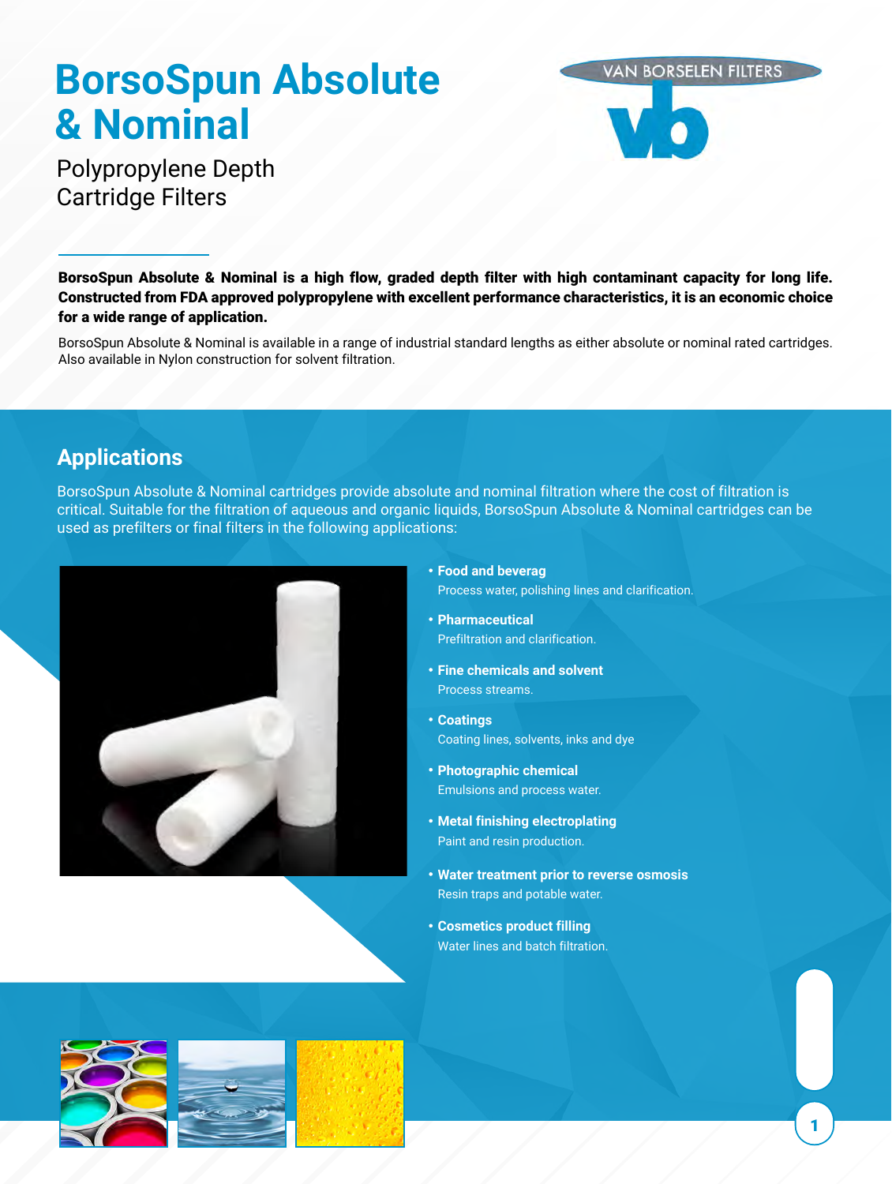# BorsoSpun Absolute & Nominal

## Polypropylene Depth Cartridge Filters

VAN BORSELEN FILTERS

**BorsoSpun Absolute & Nominal is a high flow, graded depth filter with high contaminant capacity for long life. Constructed from FDA approved polypropylene with excellent performance characteristics, it is an economic choice for a wide range of application.**

BorsoSpun Absolute & Nominal is available in a range of industrial standard lengths as either absolute or nominal rated cartridges. Also available in Nylon construction for solvent filtration.

## Applications

BorsoSpun Absolute & Nominal cartridges provide absolute and nominal filtration where the cost of filtration is critical. Suitable for the filtration of aqueous and organic liquids, BorsoSpun Absolute & Nominal cartridges can be used as prefilters or final filters in the following applications:

- **Food and beverag**
  Process water, polishing lines and clarification.
- **Pharmaceutical**
  Prefiltration and clarification.
- **Fine chemicals and solvent**
  Process streams.
- **Coatings**
  Coating lines, solvents, inks and dye
- **Photographic chemical**
  Emulsions and process water.
- **Metal finishing electroplating**
  Paint and resin production.
- **Water treatment prior to reverse osmosis**
  Resin traps and potable water.
- **Cosmetics product filling**
  Water lines and batch filtration.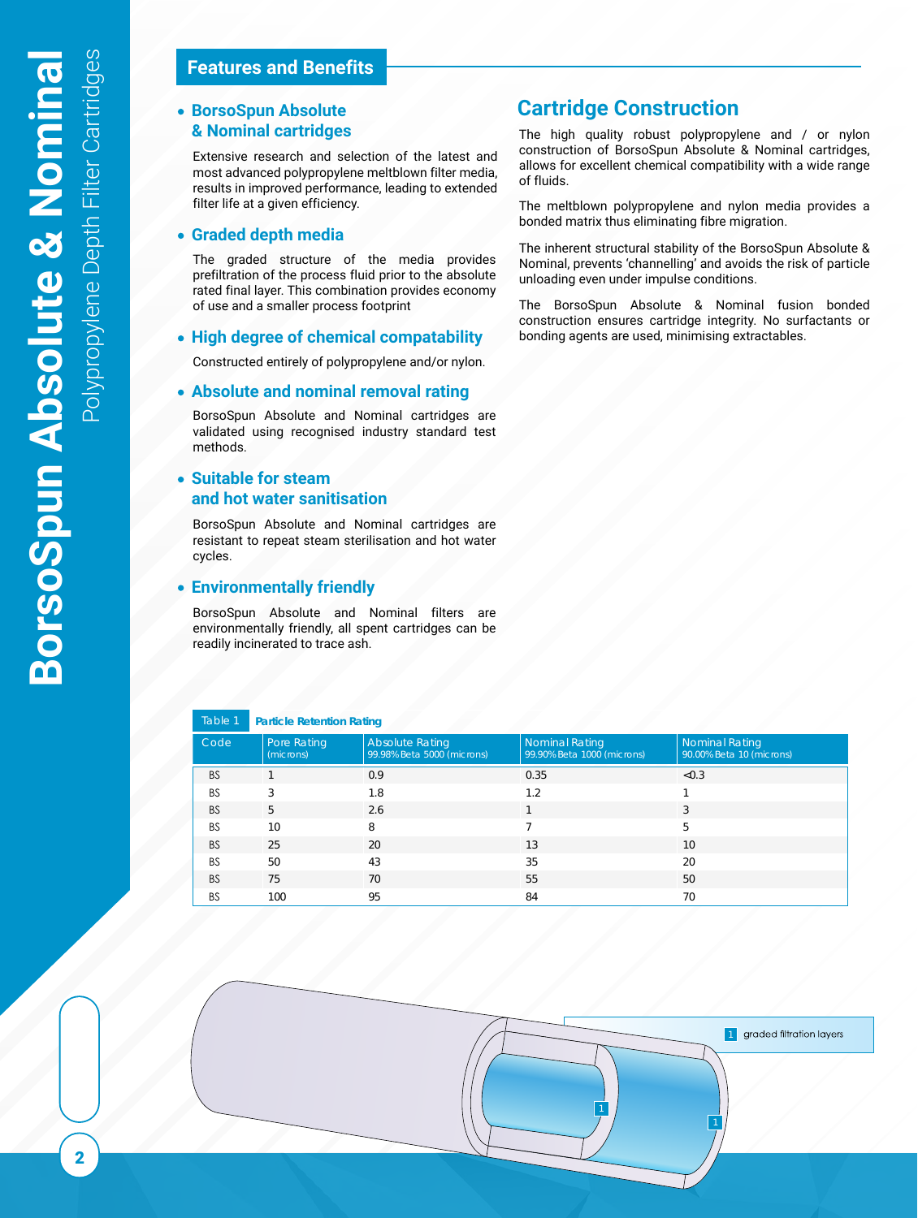# BorsoSpun Absolute & Nominal

Polypropylene Depth Filter Cartridges

## Features and Benefits

- **BorsoSpun Absolute & Nominal cartridges**

  Extensive research and selection of the latest and most advanced polypropylene meltblown filter media, results in improved performance, leading to extended filter life at a given efficiency.

- **Graded depth media**

  The graded structure of the media provides prefiltration of the process fluid prior to the absolute rated final layer. This combination provides economy of use and a smaller process footprint

- **High degree of chemical compatability**

  Constructed entirely of polypropylene and/or nylon.

- **Absolute and nominal removal rating**

  BorsoSpun Absolute and Nominal cartridges are validated using recognised industry standard test methods.

- **Suitable for steam and hot water sanitisation**

  BorsoSpun Absolute and Nominal cartridges are resistant to repeat steam sterilisation and hot water cycles.

- **Environmentally friendly**

  BorsoSpun Absolute and Nominal filters are environmentally friendly, all spent cartridges can be readily incinerated to trace ash.

## Cartridge Construction

The high quality robust polypropylene and / or nylon construction of BorsoSpun Absolute & Nominal cartridges, allows for excellent chemical compatibility with a wide range of fluids.

The meltblown polypropylene and nylon media provides a bonded matrix thus eliminating fibre migration.

The inherent structural stability of the BorsoSpun Absolute & Nominal, prevents 'channelling' and avoids the risk of particle unloading even under impulse conditions.

The BorsoSpun Absolute & Nominal fusion bonded construction ensures cartridge integrity. No surfactants or bonding agents are used, minimising extractables.

Table 1 **Particle Retention Rating**

| Code | Pore Rating (microns) | Absolute Rating 99.98% Beta 5000 (microns) | Nominal Rating 99.90% Beta 1000 (microns) | Nominal Rating 90.00% Beta 10 (microns) |
|---|---|---|---|---|
| BS | 1 | 0.9 | 0.35 | <0.3 |
| BS | 3 | 1.8 | 1.2 | 1 |
| BS | 5 | 2.6 | 1 | 3 |
| BS | 10 | 8 | 7 | 5 |
| BS | 25 | 20 | 13 | 10 |
| BS | 50 | 43 | 35 | 20 |
| BS | 75 | 70 | 55 | 50 |
| BS | 100 | 95 | 84 | 70 |

1 graded filtration layers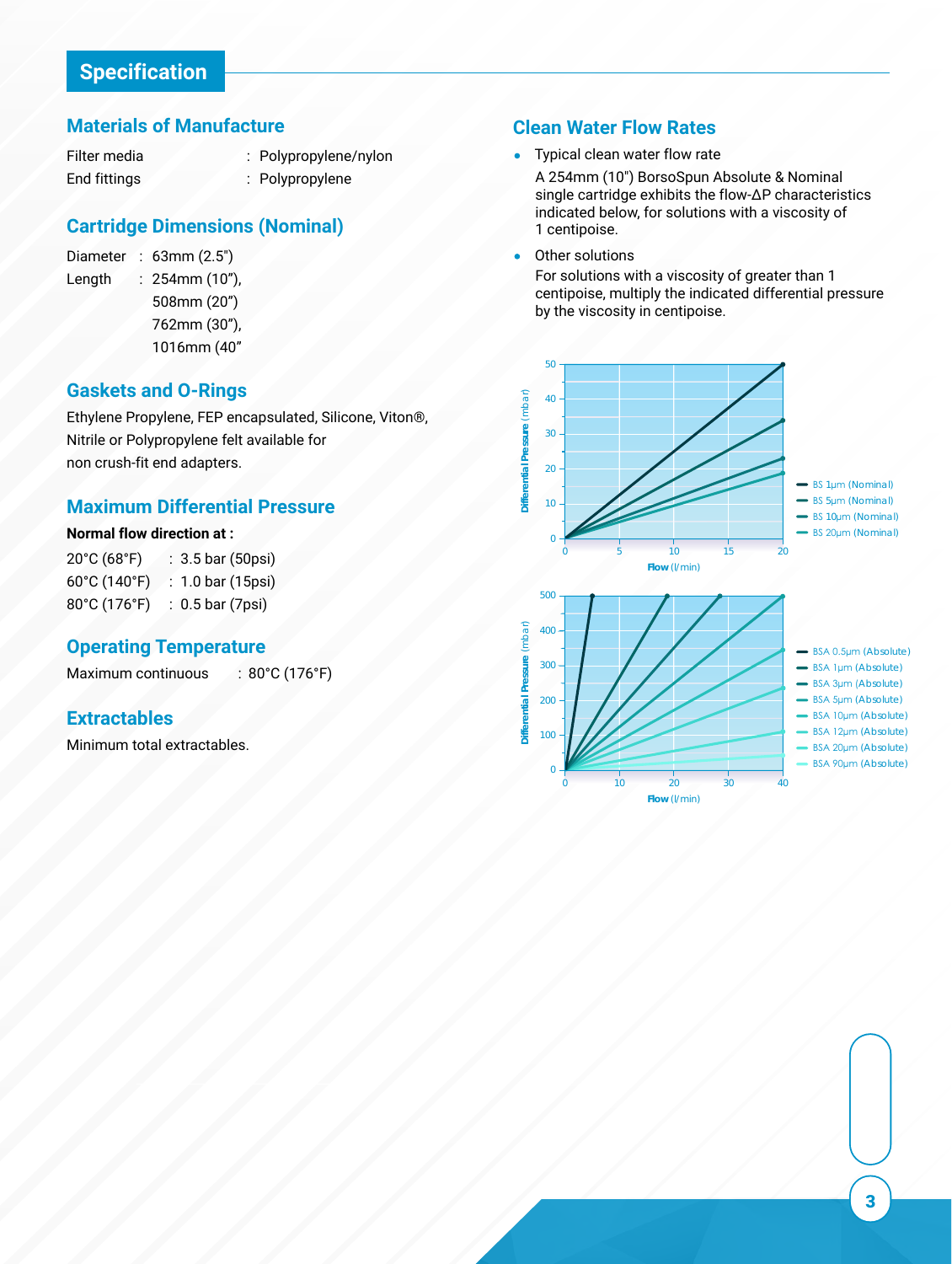## Specification

### Materials of Manufacture

| | | |
|---|---|---|
| Filter media | : | Polypropylene/nylon |
| End fittings | : | Polypropylene |

### Cartridge Dimensions (Nominal)

Diameter : 63mm (2.5")

Length : 254mm (10"), 508mm (20") 762mm (30"), 1016mm (40"

### Gaskets and O-Rings

Ethylene Propylene, FEP encapsulated, Silicone, Viton®, Nitrile or Polypropylene felt available for non crush-fit end adapters.

### Maximum Differential Pressure

**Normal flow direction at :**

| | | |
|---|---|---|
| 20°C (68°F) | : | 3.5 bar (50psi) |
| 60°C (140°F) | : | 1.0 bar (15psi) |
| 80°C (176°F) | : | 0.5 bar (7psi) |

### Operating Temperature

Maximum continuous : 80°C (176°F)

### Extractables

Minimum total extractables.

### Clean Water Flow Rates

- Typical clean water flow rate

  A 254mm (10") BorsoSpun Absolute & Nominal single cartridge exhibits the flow-ΔP characteristics indicated below, for solutions with a viscosity of 1 centipoise.

- Other solutions

  For solutions with a viscosity of greater than 1 centipoise, multiply the indicated differential pressure by the viscosity in centipoise.

Differential Pressure (mbar) vs Flow (l/min): BS 1µm (Nominal), BS 5µm (Nominal), BS 10µm (Nominal), BS 20µm (Nominal)

Differential Pressure (mbar) vs Flow (l/min): BSA 0.5µm (Absolute), BSA 1µm (Absolute), BSA 3µm (Absolute), BSA 5µm (Absolute), BSA 10µm (Absolute), BSA 12µm (Absolute), BSA 20µm (Absolute), BSA 90µm (Absolute)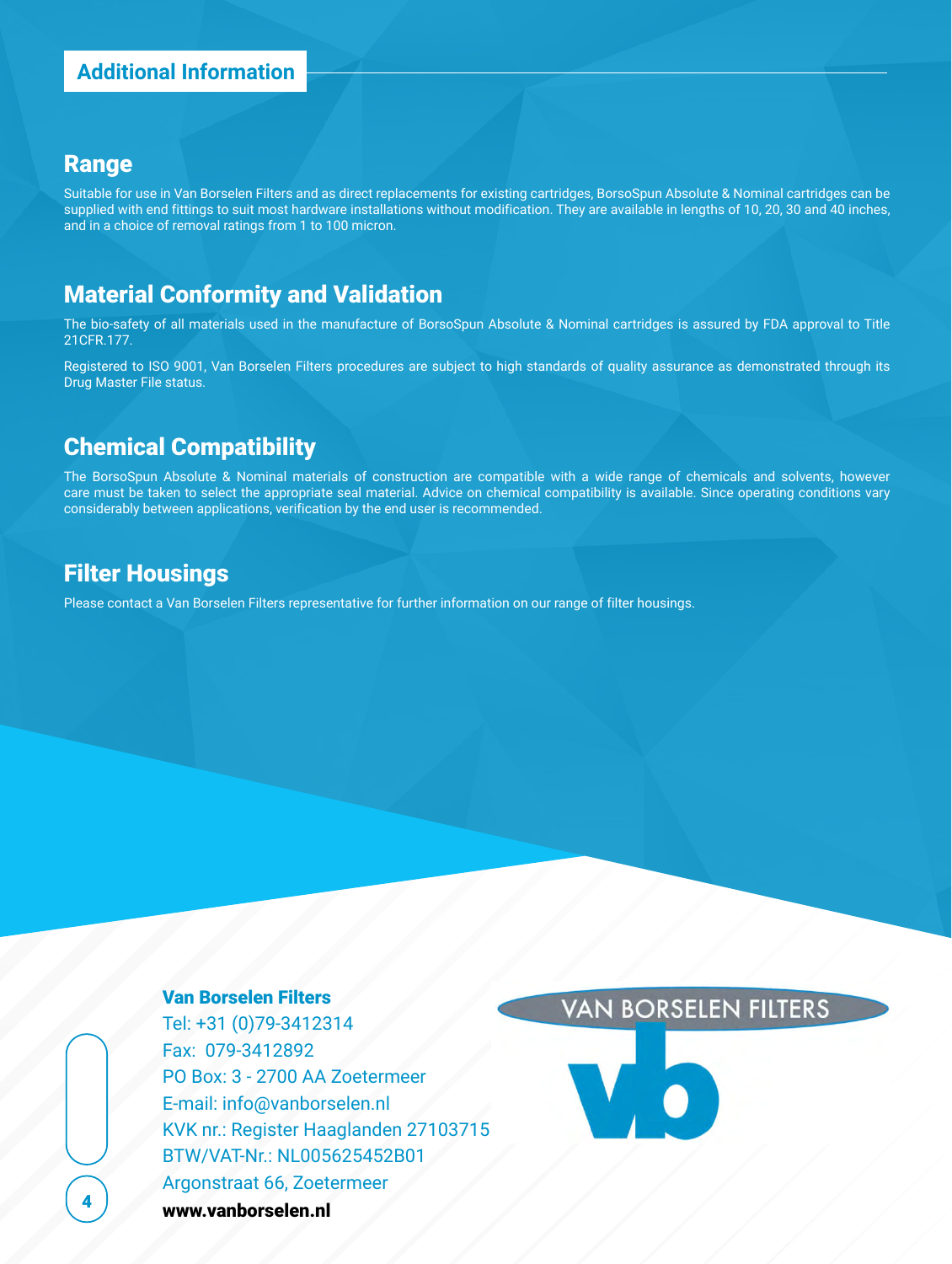## Additional Information

### Range

Suitable for use in Van Borselen Filters and as direct replacements for existing cartridges, BorsoSpun Absolute & Nominal cartridges can be supplied with end fittings to suit most hardware installations without modification. They are available in lengths of 10, 20, 30 and 40 inches, and in a choice of removal ratings from 1 to 100 micron.

### Material Conformity and Validation

The bio-safety of all materials used in the manufacture of BorsoSpun Absolute & Nominal cartridges is assured by FDA approval to Title 21CFR.177.

Registered to ISO 9001, Van Borselen Filters procedures are subject to high standards of quality assurance as demonstrated through its Drug Master File status.

### Chemical Compatibility

The BorsoSpun Absolute & Nominal materials of construction are compatible with a wide range of chemicals and solvents, however care must be taken to select the appropriate seal material. Advice on chemical compatibility is available. Since operating conditions vary considerably between applications, verification by the end user is recommended.

### Filter Housings

Please contact a Van Borselen Filters representative for further information on our range of filter housings.

**Van Borselen Filters**
Tel: +31 (0)79-3412314
Fax: 079-3412892
PO Box: 3 - 2700 AA Zoetermeer
E-mail: info@vanborselen.nl
KVK nr.: Register Haaglanden 27103715
BTW/VAT-Nr.: NL005625452B01
Argonstraat 66, Zoetermeer
**www.vanborselen.nl**

VAN BORSELEN FILTERS